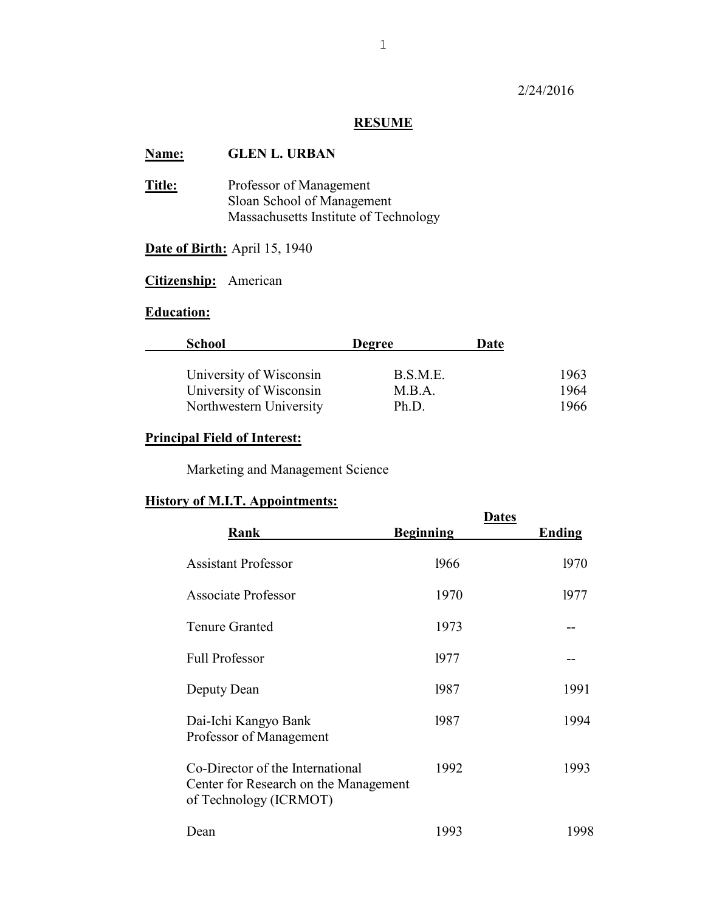2/24/2016

# RESUME

**Name:** GLEN L. URBAN

**Title:** Professor of Management
Sloan School of Management
Massachusetts Institute of Technology

**Date of Birth:** April 15, 1940

**Citizenship:** American

**Education:**

| School | Degree | Date |
|---|---|---|
| University of Wisconsin | B.S.M.E. | 1963 |
| University of Wisconsin | M.B.A. | 1964 |
| Northwestern University | Ph.D. | 1966 |

**Principal Field of Interest:**

Marketing and Management Science

**History of M.I.T. Appointments:**

| Rank | Dates | |
|---|---|---|
| | Beginning | Ending |
| Assistant Professor | 1966 | 1970 |
| Associate Professor | 1970 | 1977 |
| Tenure Granted | 1973 | -- |
| Full Professor | 1977 | -- |
| Deputy Dean | 1987 | 1991 |
| Dai-Ichi Kangyo Bank Professor of Management | 1987 | 1994 |
| Co-Director of the International Center for Research on the Management of Technology (ICRMOT) | 1992 | 1993 |
| Dean | 1993 | 1998 |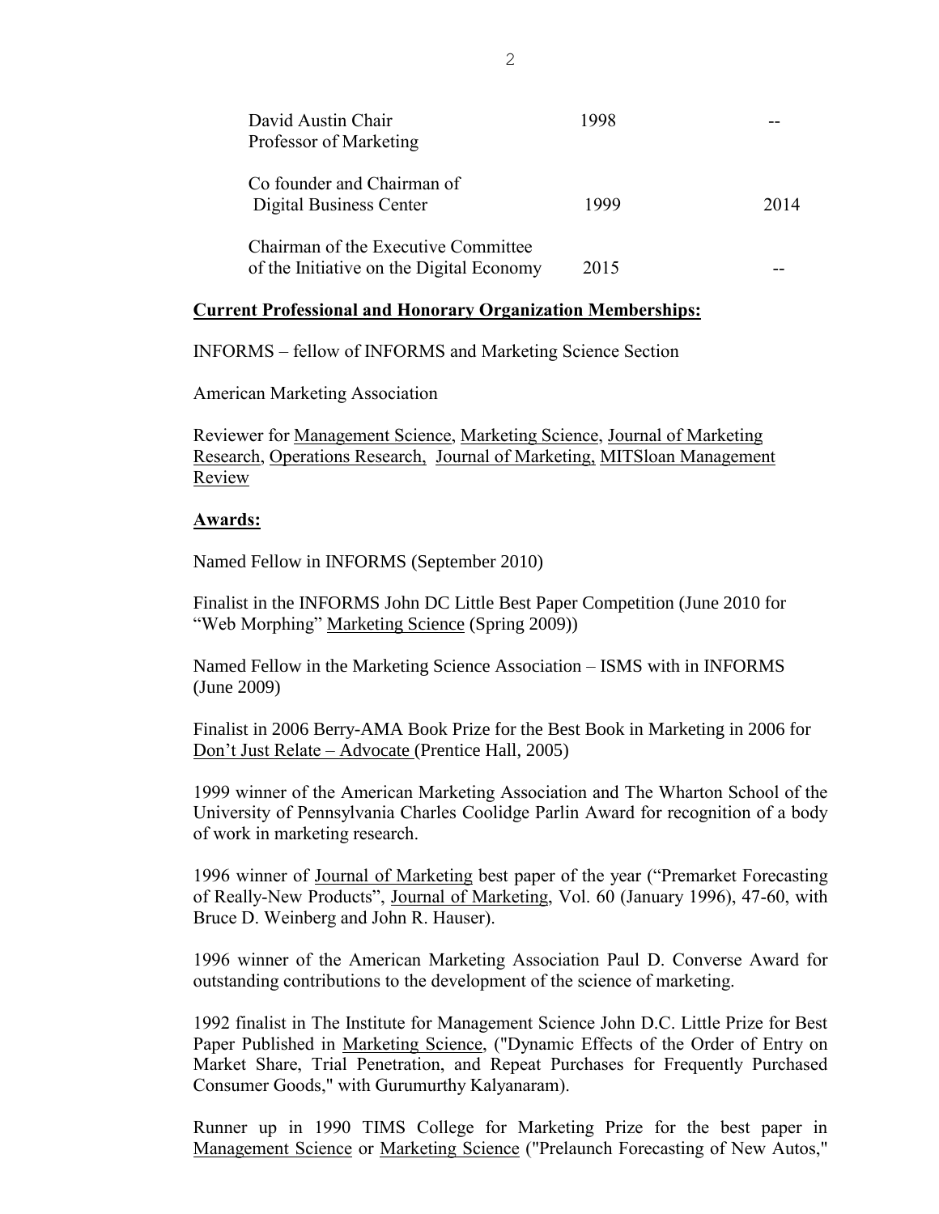| | | |
|---|---|---|
| David Austin Chair<br>Professor of Marketing | 1998 | -- |
| Co founder and Chairman of<br>Digital Business Center | 1999 | 2014 |
| Chairman of the Executive Committee<br>of the Initiative on the Digital Economy | 2015 | -- |

**Current Professional and Honorary Organization Memberships:**

INFORMS – fellow of INFORMS and Marketing Science Section

American Marketing Association

Reviewer for Management Science, Marketing Science, Journal of Marketing Research, Operations Research, Journal of Marketing, MITSloan Management Review

**Awards:**

Named Fellow in INFORMS (September 2010)

Finalist in the INFORMS John DC Little Best Paper Competition (June 2010 for "Web Morphing" Marketing Science (Spring 2009))

Named Fellow in the Marketing Science Association – ISMS with in INFORMS (June 2009)

Finalist in 2006 Berry-AMA Book Prize for the Best Book in Marketing in 2006 for Don't Just Relate – Advocate (Prentice Hall, 2005)

1999 winner of the American Marketing Association and The Wharton School of the University of Pennsylvania Charles Coolidge Parlin Award for recognition of a body of work in marketing research.

1996 winner of Journal of Marketing best paper of the year ("Premarket Forecasting of Really-New Products", Journal of Marketing, Vol. 60 (January 1996), 47-60, with Bruce D. Weinberg and John R. Hauser).

1996 winner of the American Marketing Association Paul D. Converse Award for outstanding contributions to the development of the science of marketing.

1992 finalist in The Institute for Management Science John D.C. Little Prize for Best Paper Published in Marketing Science, ("Dynamic Effects of the Order of Entry on Market Share, Trial Penetration, and Repeat Purchases for Frequently Purchased Consumer Goods," with Gurumurthy Kalyanaram).

Runner up in 1990 TIMS College for Marketing Prize for the best paper in Management Science or Marketing Science ("Prelaunch Forecasting of New Autos,"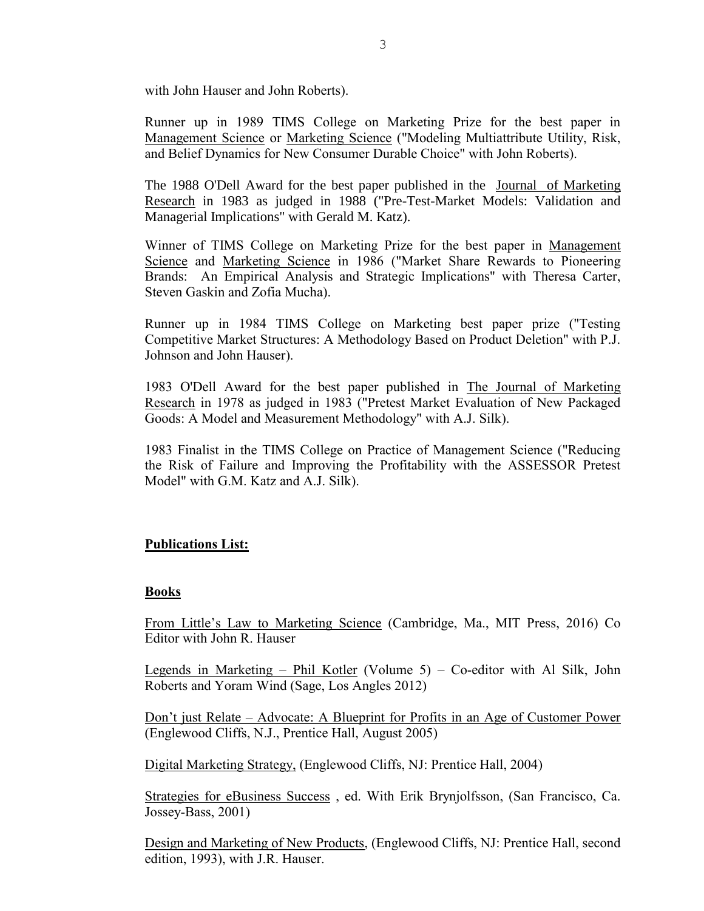with John Hauser and John Roberts).

Runner up in 1989 TIMS College on Marketing Prize for the best paper in Management Science or Marketing Science ("Modeling Multiattribute Utility, Risk, and Belief Dynamics for New Consumer Durable Choice" with John Roberts).

The 1988 O'Dell Award for the best paper published in the Journal of Marketing Research in 1983 as judged in 1988 ("Pre-Test-Market Models: Validation and Managerial Implications" with Gerald M. Katz).

Winner of TIMS College on Marketing Prize for the best paper in Management Science and Marketing Science in 1986 ("Market Share Rewards to Pioneering Brands: An Empirical Analysis and Strategic Implications" with Theresa Carter, Steven Gaskin and Zofia Mucha).

Runner up in 1984 TIMS College on Marketing best paper prize ("Testing Competitive Market Structures: A Methodology Based on Product Deletion" with P.J. Johnson and John Hauser).

1983 O'Dell Award for the best paper published in The Journal of Marketing Research in 1978 as judged in 1983 ("Pretest Market Evaluation of New Packaged Goods: A Model and Measurement Methodology" with A.J. Silk).

1983 Finalist in the TIMS College on Practice of Management Science ("Reducing the Risk of Failure and Improving the Profitability with the ASSESSOR Pretest Model" with G.M. Katz and A.J. Silk).

## Publications List:

### Books

From Little's Law to Marketing Science (Cambridge, Ma., MIT Press, 2016) Co Editor with John R. Hauser

Legends in Marketing – Phil Kotler (Volume 5) – Co-editor with Al Silk, John Roberts and Yoram Wind (Sage, Los Angles 2012)

Don't just Relate – Advocate: A Blueprint for Profits in an Age of Customer Power (Englewood Cliffs, N.J., Prentice Hall, August 2005)

Digital Marketing Strategy, (Englewood Cliffs, NJ: Prentice Hall, 2004)

Strategies for eBusiness Success , ed. With Erik Brynjolfsson, (San Francisco, Ca. Jossey-Bass, 2001)

Design and Marketing of New Products, (Englewood Cliffs, NJ: Prentice Hall, second edition, 1993), with J.R. Hauser.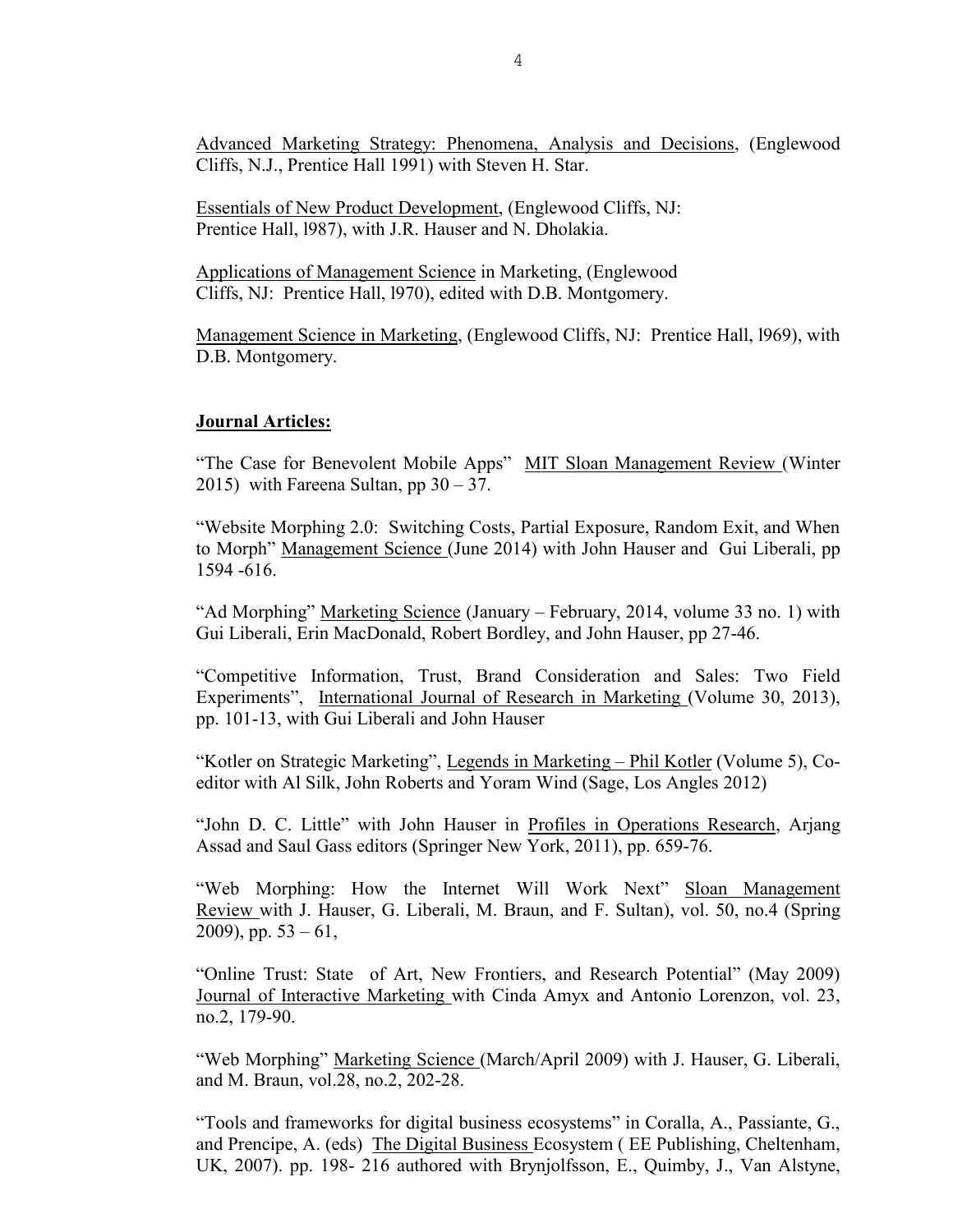Advanced Marketing Strategy: Phenomena, Analysis and Decisions, (Englewood Cliffs, N.J., Prentice Hall 1991) with Steven H. Star.

Essentials of New Product Development, (Englewood Cliffs, NJ: Prentice Hall, l987), with J.R. Hauser and N. Dholakia.

Applications of Management Science in Marketing, (Englewood Cliffs, NJ: Prentice Hall, l970), edited with D.B. Montgomery.

Management Science in Marketing, (Englewood Cliffs, NJ: Prentice Hall, l969), with D.B. Montgomery.

**Journal Articles:**

"The Case for Benevolent Mobile Apps" MIT Sloan Management Review (Winter 2015) with Fareena Sultan, pp 30 – 37.

"Website Morphing 2.0: Switching Costs, Partial Exposure, Random Exit, and When to Morph" Management Science (June 2014) with John Hauser and Gui Liberali, pp 1594 -616.

"Ad Morphing" Marketing Science (January – February, 2014, volume 33 no. 1) with Gui Liberali, Erin MacDonald, Robert Bordley, and John Hauser, pp 27-46.

"Competitive Information, Trust, Brand Consideration and Sales: Two Field Experiments", International Journal of Research in Marketing (Volume 30, 2013), pp. 101-13, with Gui Liberali and John Hauser

"Kotler on Strategic Marketing", Legends in Marketing – Phil Kotler (Volume 5), Co-editor with Al Silk, John Roberts and Yoram Wind (Sage, Los Angles 2012)

"John D. C. Little" with John Hauser in Profiles in Operations Research, Arjang Assad and Saul Gass editors (Springer New York, 2011), pp. 659-76.

"Web Morphing: How the Internet Will Work Next" Sloan Management Review with J. Hauser, G. Liberali, M. Braun, and F. Sultan), vol. 50, no.4 (Spring 2009), pp. 53 – 61,

"Online Trust: State of Art, New Frontiers, and Research Potential" (May 2009) Journal of Interactive Marketing with Cinda Amyx and Antonio Lorenzon, vol. 23, no.2, 179-90.

"Web Morphing" Marketing Science (March/April 2009) with J. Hauser, G. Liberali, and M. Braun, vol.28, no.2, 202-28.

"Tools and frameworks for digital business ecosystems" in Coralla, A., Passiante, G., and Prencipe, A. (eds) The Digital Business Ecosystem ( EE Publishing, Cheltenham, UK, 2007). pp. 198- 216 authored with Brynjolfsson, E., Quimby, J., Van Alstyne,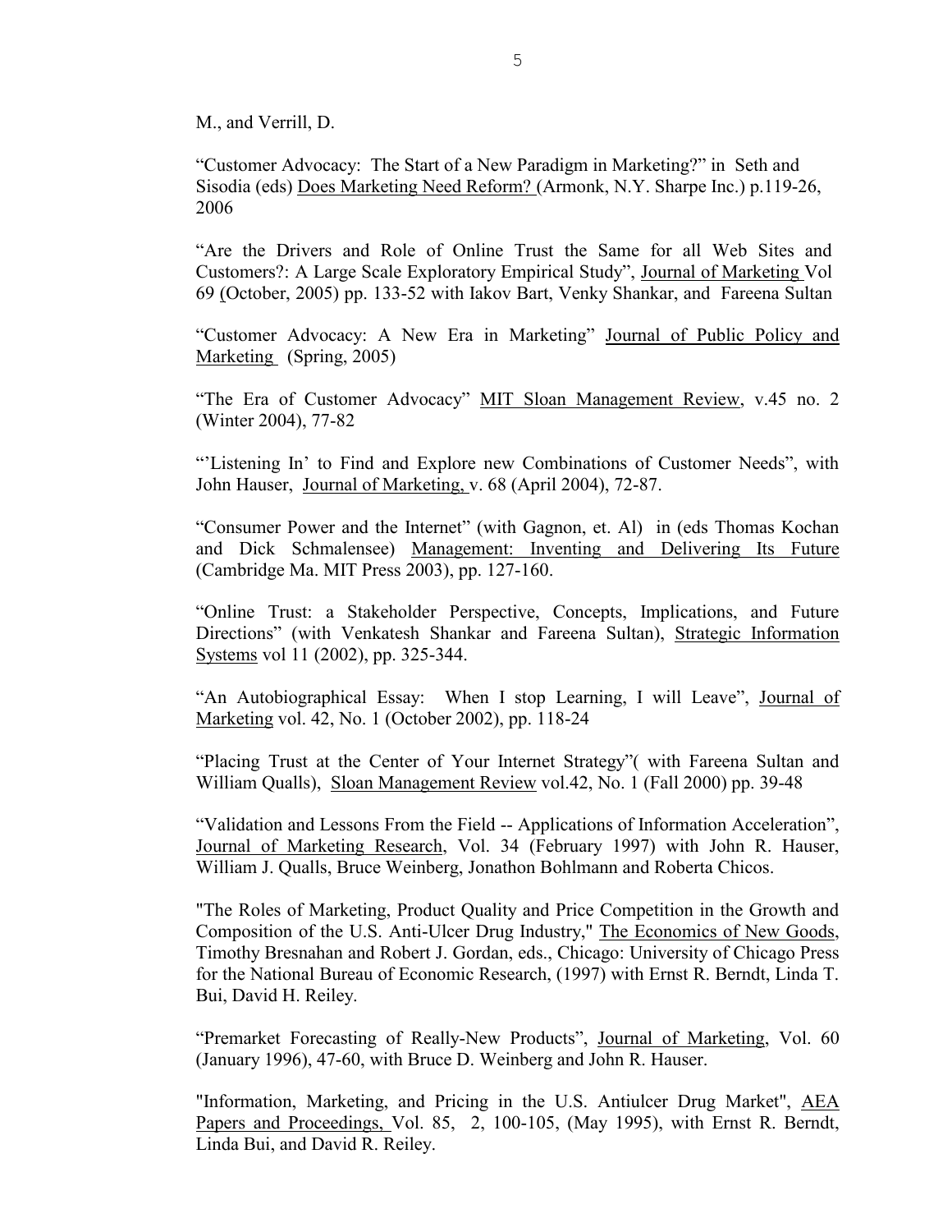M., and Verrill, D.

"Customer Advocacy: The Start of a New Paradigm in Marketing?" in Seth and Sisodia (eds) Does Marketing Need Reform? (Armonk, N.Y. Sharpe Inc.) p.119-26, 2006

"Are the Drivers and Role of Online Trust the Same for all Web Sites and Customers?: A Large Scale Exploratory Empirical Study", Journal of Marketing Vol 69 (October, 2005) pp. 133-52 with Iakov Bart, Venky Shankar, and Fareena Sultan

"Customer Advocacy: A New Era in Marketing" Journal of Public Policy and Marketing (Spring, 2005)

"The Era of Customer Advocacy" MIT Sloan Management Review, v.45 no. 2 (Winter 2004), 77-82

"'Listening In' to Find and Explore new Combinations of Customer Needs", with John Hauser, Journal of Marketing, v. 68 (April 2004), 72-87.

"Consumer Power and the Internet" (with Gagnon, et. Al) in (eds Thomas Kochan and Dick Schmalensee) Management: Inventing and Delivering Its Future (Cambridge Ma. MIT Press 2003), pp. 127-160.

"Online Trust: a Stakeholder Perspective, Concepts, Implications, and Future Directions" (with Venkatesh Shankar and Fareena Sultan), Strategic Information Systems vol 11 (2002), pp. 325-344.

"An Autobiographical Essay: When I stop Learning, I will Leave", Journal of Marketing vol. 42, No. 1 (October 2002), pp. 118-24

"Placing Trust at the Center of Your Internet Strategy"( with Fareena Sultan and William Qualls), Sloan Management Review vol.42, No. 1 (Fall 2000) pp. 39-48

"Validation and Lessons From the Field -- Applications of Information Acceleration", Journal of Marketing Research, Vol. 34 (February 1997) with John R. Hauser, William J. Qualls, Bruce Weinberg, Jonathon Bohlmann and Roberta Chicos.

"The Roles of Marketing, Product Quality and Price Competition in the Growth and Composition of the U.S. Anti-Ulcer Drug Industry," The Economics of New Goods, Timothy Bresnahan and Robert J. Gordan, eds., Chicago: University of Chicago Press for the National Bureau of Economic Research, (1997) with Ernst R. Berndt, Linda T. Bui, David H. Reiley.

"Premarket Forecasting of Really-New Products", Journal of Marketing, Vol. 60 (January 1996), 47-60, with Bruce D. Weinberg and John R. Hauser.

"Information, Marketing, and Pricing in the U.S. Antiulcer Drug Market", AEA Papers and Proceedings, Vol. 85, 2, 100-105, (May 1995), with Ernst R. Berndt, Linda Bui, and David R. Reiley.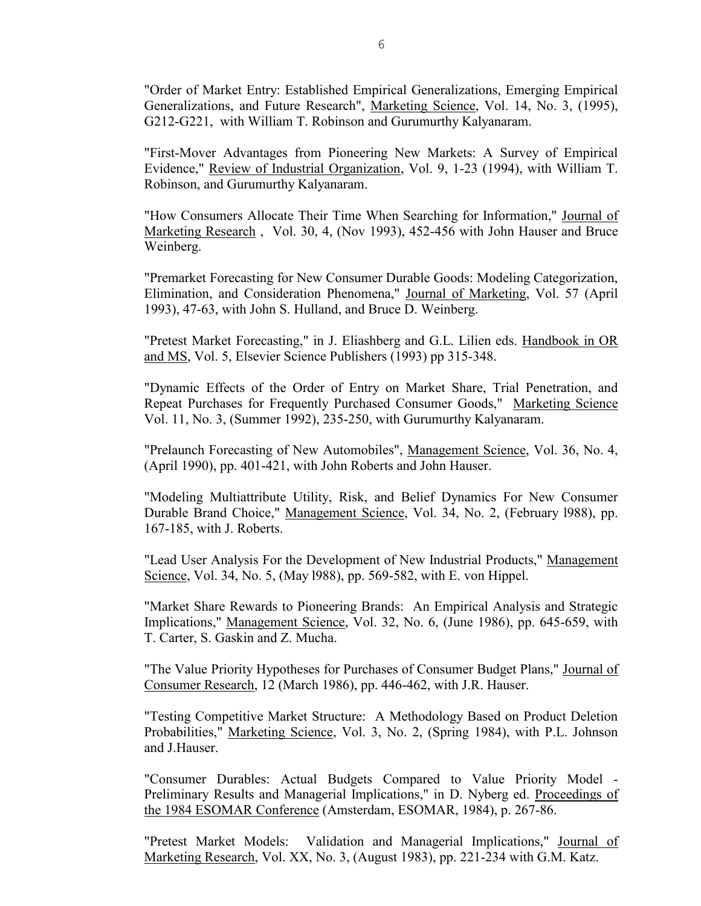"Order of Market Entry: Established Empirical Generalizations, Emerging Empirical Generalizations, and Future Research", Marketing Science, Vol. 14, No. 3, (1995), G212-G221, with William T. Robinson and Gurumurthy Kalyanaram.

"First-Mover Advantages from Pioneering New Markets: A Survey of Empirical Evidence," Review of Industrial Organization, Vol. 9, 1-23 (1994), with William T. Robinson, and Gurumurthy Kalyanaram.

"How Consumers Allocate Their Time When Searching for Information," Journal of Marketing Research , Vol. 30, 4, (Nov 1993), 452-456 with John Hauser and Bruce Weinberg.

"Premarket Forecasting for New Consumer Durable Goods: Modeling Categorization, Elimination, and Consideration Phenomena," Journal of Marketing, Vol. 57 (April 1993), 47-63, with John S. Hulland, and Bruce D. Weinberg.

"Pretest Market Forecasting," in J. Eliashberg and G.L. Lilien eds. Handbook in OR and MS, Vol. 5, Elsevier Science Publishers (1993) pp 315-348.

"Dynamic Effects of the Order of Entry on Market Share, Trial Penetration, and Repeat Purchases for Frequently Purchased Consumer Goods," Marketing Science Vol. 11, No. 3, (Summer 1992), 235-250, with Gurumurthy Kalyanaram.

"Prelaunch Forecasting of New Automobiles", Management Science, Vol. 36, No. 4, (April 1990), pp. 401-421, with John Roberts and John Hauser.

"Modeling Multiattribute Utility, Risk, and Belief Dynamics For New Consumer Durable Brand Choice," Management Science, Vol. 34, No. 2, (February l988), pp. 167-185, with J. Roberts.

"Lead User Analysis For the Development of New Industrial Products," Management Science, Vol. 34, No. 5, (May l988), pp. 569-582, with E. von Hippel.

"Market Share Rewards to Pioneering Brands: An Empirical Analysis and Strategic Implications," Management Science, Vol. 32, No. 6, (June 1986), pp. 645-659, with T. Carter, S. Gaskin and Z. Mucha.

"The Value Priority Hypotheses for Purchases of Consumer Budget Plans," Journal of Consumer Research, 12 (March 1986), pp. 446-462, with J.R. Hauser.

"Testing Competitive Market Structure: A Methodology Based on Product Deletion Probabilities," Marketing Science, Vol. 3, No. 2, (Spring 1984), with P.L. Johnson and J.Hauser.

"Consumer Durables: Actual Budgets Compared to Value Priority Model - Preliminary Results and Managerial Implications," in D. Nyberg ed. Proceedings of the 1984 ESOMAR Conference (Amsterdam, ESOMAR, 1984), p. 267-86.

"Pretest Market Models: Validation and Managerial Implications," Journal of Marketing Research, Vol. XX, No. 3, (August 1983), pp. 221-234 with G.M. Katz.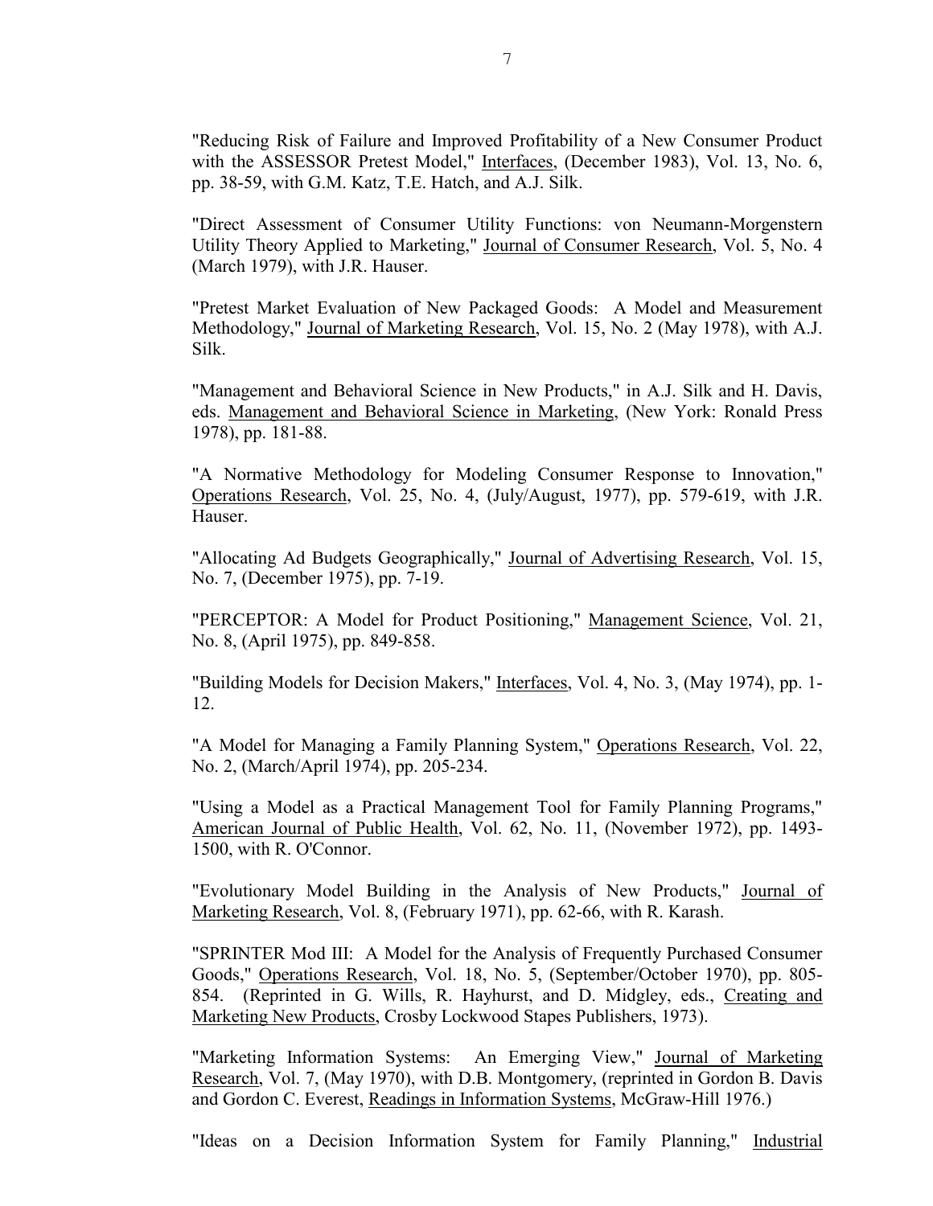"Reducing Risk of Failure and Improved Profitability of a New Consumer Product with the ASSESSOR Pretest Model," Interfaces, (December 1983), Vol. 13, No. 6, pp. 38-59, with G.M. Katz, T.E. Hatch, and A.J. Silk.

"Direct Assessment of Consumer Utility Functions: von Neumann-Morgenstern Utility Theory Applied to Marketing," Journal of Consumer Research, Vol. 5, No. 4 (March 1979), with J.R. Hauser.

"Pretest Market Evaluation of New Packaged Goods: A Model and Measurement Methodology," Journal of Marketing Research, Vol. 15, No. 2 (May 1978), with A.J. Silk.

"Management and Behavioral Science in New Products," in A.J. Silk and H. Davis, eds. Management and Behavioral Science in Marketing, (New York: Ronald Press 1978), pp. 181-88.

"A Normative Methodology for Modeling Consumer Response to Innovation," Operations Research, Vol. 25, No. 4, (July/August, 1977), pp. 579-619, with J.R. Hauser.

"Allocating Ad Budgets Geographically," Journal of Advertising Research, Vol. 15, No. 7, (December 1975), pp. 7-19.

"PERCEPTOR: A Model for Product Positioning," Management Science, Vol. 21, No. 8, (April 1975), pp. 849-858.

"Building Models for Decision Makers," Interfaces, Vol. 4, No. 3, (May 1974), pp. 1-12.

"A Model for Managing a Family Planning System," Operations Research, Vol. 22, No. 2, (March/April 1974), pp. 205-234.

"Using a Model as a Practical Management Tool for Family Planning Programs," American Journal of Public Health, Vol. 62, No. 11, (November 1972), pp. 1493-1500, with R. O'Connor.

"Evolutionary Model Building in the Analysis of New Products," Journal of Marketing Research, Vol. 8, (February 1971), pp. 62-66, with R. Karash.

"SPRINTER Mod III: A Model for the Analysis of Frequently Purchased Consumer Goods," Operations Research, Vol. 18, No. 5, (September/October 1970), pp. 805-854. (Reprinted in G. Wills, R. Hayhurst, and D. Midgley, eds., Creating and Marketing New Products, Crosby Lockwood Stapes Publishers, 1973).

"Marketing Information Systems: An Emerging View," Journal of Marketing Research, Vol. 7, (May 1970), with D.B. Montgomery, (reprinted in Gordon B. Davis and Gordon C. Everest, Readings in Information Systems, McGraw-Hill 1976.)

"Ideas on a Decision Information System for Family Planning," Industrial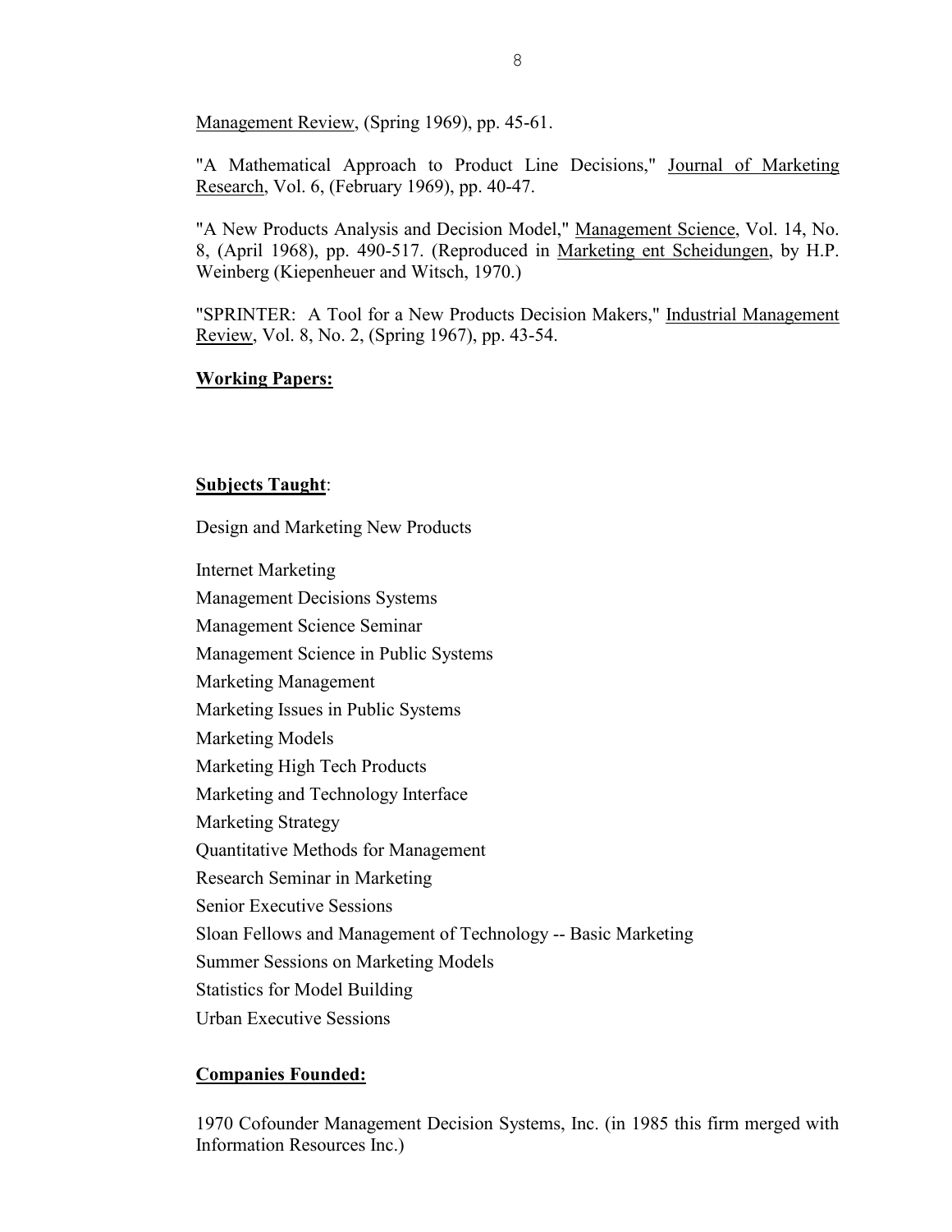Management Review, (Spring 1969), pp. 45-61.

"A Mathematical Approach to Product Line Decisions," Journal of Marketing Research, Vol. 6, (February 1969), pp. 40-47.

"A New Products Analysis and Decision Model," Management Science, Vol. 14, No. 8, (April 1968), pp. 490-517. (Reproduced in Marketing ent Scheidungen, by H.P. Weinberg (Kiepenheuer and Witsch, 1970.)

"SPRINTER: A Tool for a New Products Decision Makers," Industrial Management Review, Vol. 8, No. 2, (Spring 1967), pp. 43-54.

**Working Papers:**

**Subjects Taught**:

Design and Marketing New Products

Internet Marketing

Management Decisions Systems

Management Science Seminar

Management Science in Public Systems

Marketing Management

Marketing Issues in Public Systems

Marketing Models

Marketing High Tech Products

Marketing and Technology Interface

Marketing Strategy

Quantitative Methods for Management

Research Seminar in Marketing

Senior Executive Sessions

Sloan Fellows and Management of Technology -- Basic Marketing

Summer Sessions on Marketing Models

Statistics for Model Building

Urban Executive Sessions

**Companies Founded:**

1970 Cofounder Management Decision Systems, Inc. (in 1985 this firm merged with Information Resources Inc.)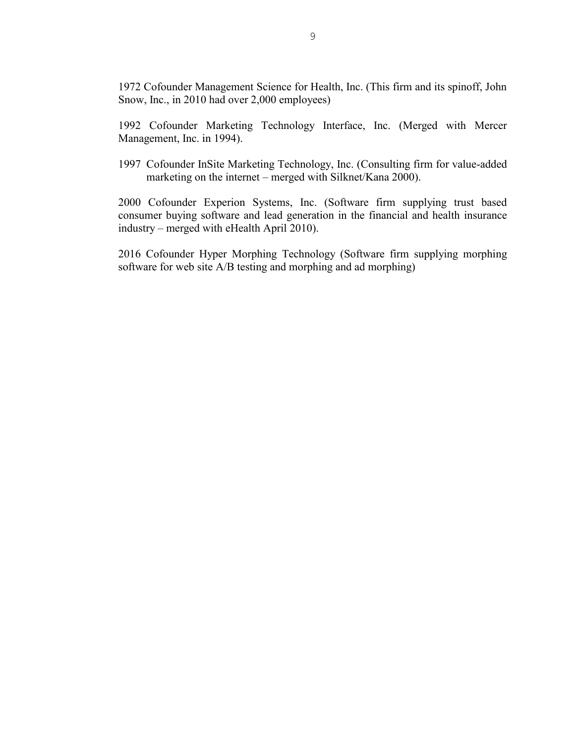1972 Cofounder Management Science for Health, Inc. (This firm and its spinoff, John Snow, Inc., in 2010 had over 2,000 employees)

1992 Cofounder Marketing Technology Interface, Inc. (Merged with Mercer Management, Inc. in 1994).

1997 Cofounder InSite Marketing Technology, Inc. (Consulting firm for value-added marketing on the internet – merged with Silknet/Kana 2000).

2000 Cofounder Experion Systems, Inc. (Software firm supplying trust based consumer buying software and lead generation in the financial and health insurance industry – merged with eHealth April 2010).

2016 Cofounder Hyper Morphing Technology (Software firm supplying morphing software for web site A/B testing and morphing and ad morphing)